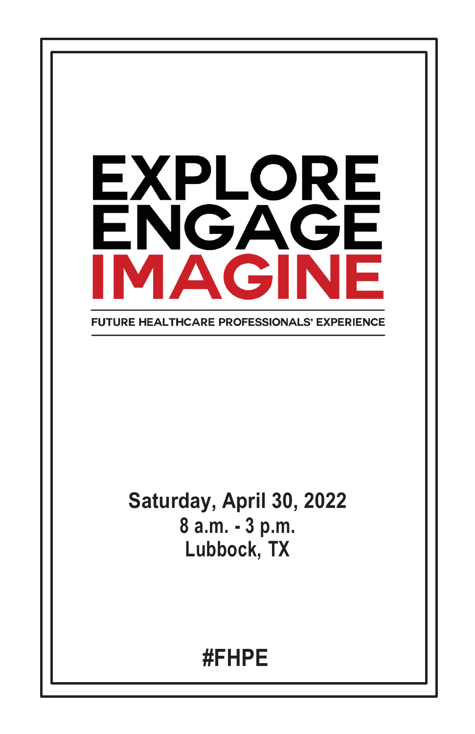# EXPLORE ENGAGE IMAGINE

**FUTURE HEALTHCARE PROFESSIONALS' EXPERIENCE**

**Saturday, April 30, 2022**
**8 a.m. - 3 p.m.**
**Lubbock, TX**

**#FHPE**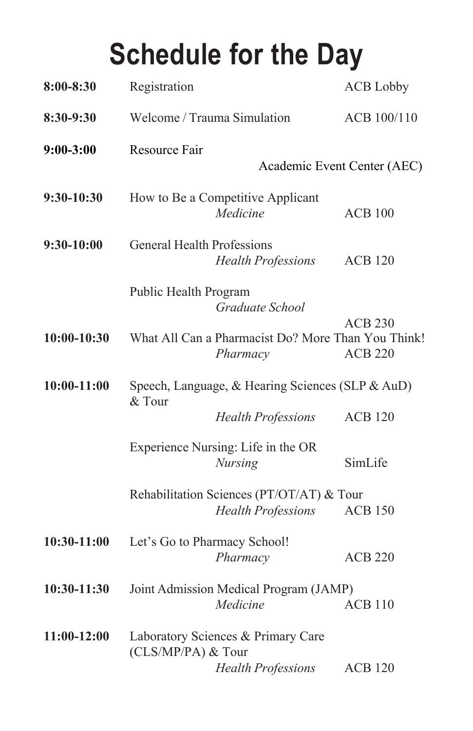# Schedule for the Day

| Time | Session | Location |
|---|---|---|
| **8:00-8:30** | Registration | ACB Lobby |
| **8:30-9:30** | Welcome / Trauma Simulation | ACB 100/110 |
| **9:00-3:00** | Resource Fair | Academic Event Center (AEC) |
| **9:30-10:30** | How to Be a Competitive Applicant<br>*Medicine* | ACB 100 |
| **9:30-10:00** | General Health Professions<br>*Health Professions* | ACB 120 |
| | Public Health Program<br>*Graduate School* | ACB 230 |
| **10:00-10:30** | What All Can a Pharmacist Do? More Than You Think!<br>*Pharmacy* | ACB 220 |
| **10:00-11:00** | Speech, Language, & Hearing Sciences (SLP & AuD) & Tour<br>*Health Professions* | ACB 120 |
| | Experience Nursing: Life in the OR<br>*Nursing* | SimLife |
| | Rehabilitation Sciences (PT/OT/AT) & Tour<br>*Health Professions* | ACB 150 |
| **10:30-11:00** | Let's Go to Pharmacy School!<br>*Pharmacy* | ACB 220 |
| **10:30-11:30** | Joint Admission Medical Program (JAMP)<br>*Medicine* | ACB 110 |
| **11:00-12:00** | Laboratory Sciences & Primary Care (CLS/MP/PA) & Tour<br>*Health Professions* | ACB 120 |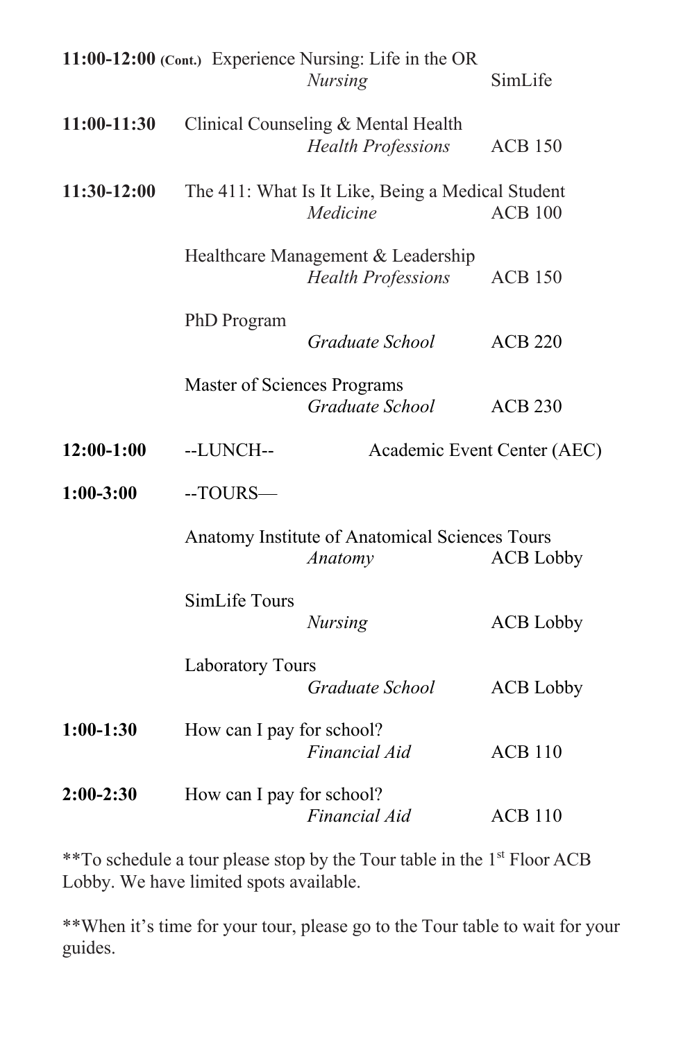**11:00-12:00 (Cont.)** Experience Nursing: Life in the OR
*Nursing* SimLife

**11:00-11:30** Clinical Counseling & Mental Health
*Health Professions* ACB 150

**11:30-12:00** The 411: What Is It Like, Being a Medical Student
*Medicine* ACB 100

Healthcare Management & Leadership
*Health Professions* ACB 150

PhD Program
*Graduate School* ACB 220

Master of Sciences Programs
*Graduate School* ACB 230

**12:00-1:00** --LUNCH-- Academic Event Center (AEC)

**1:00-3:00** --TOURS—

Anatomy Institute of Anatomical Sciences Tours
*Anatomy* ACB Lobby

SimLife Tours
*Nursing* ACB Lobby

Laboratory Tours
*Graduate School* ACB Lobby

**1:00-1:30** How can I pay for school?
*Financial Aid* ACB 110

**2:00-2:30** How can I pay for school?
*Financial Aid* ACB 110

**To schedule a tour please stop by the Tour table in the 1st Floor ACB Lobby. We have limited spots available.

**When it's time for your tour, please go to the Tour table to wait for your guides.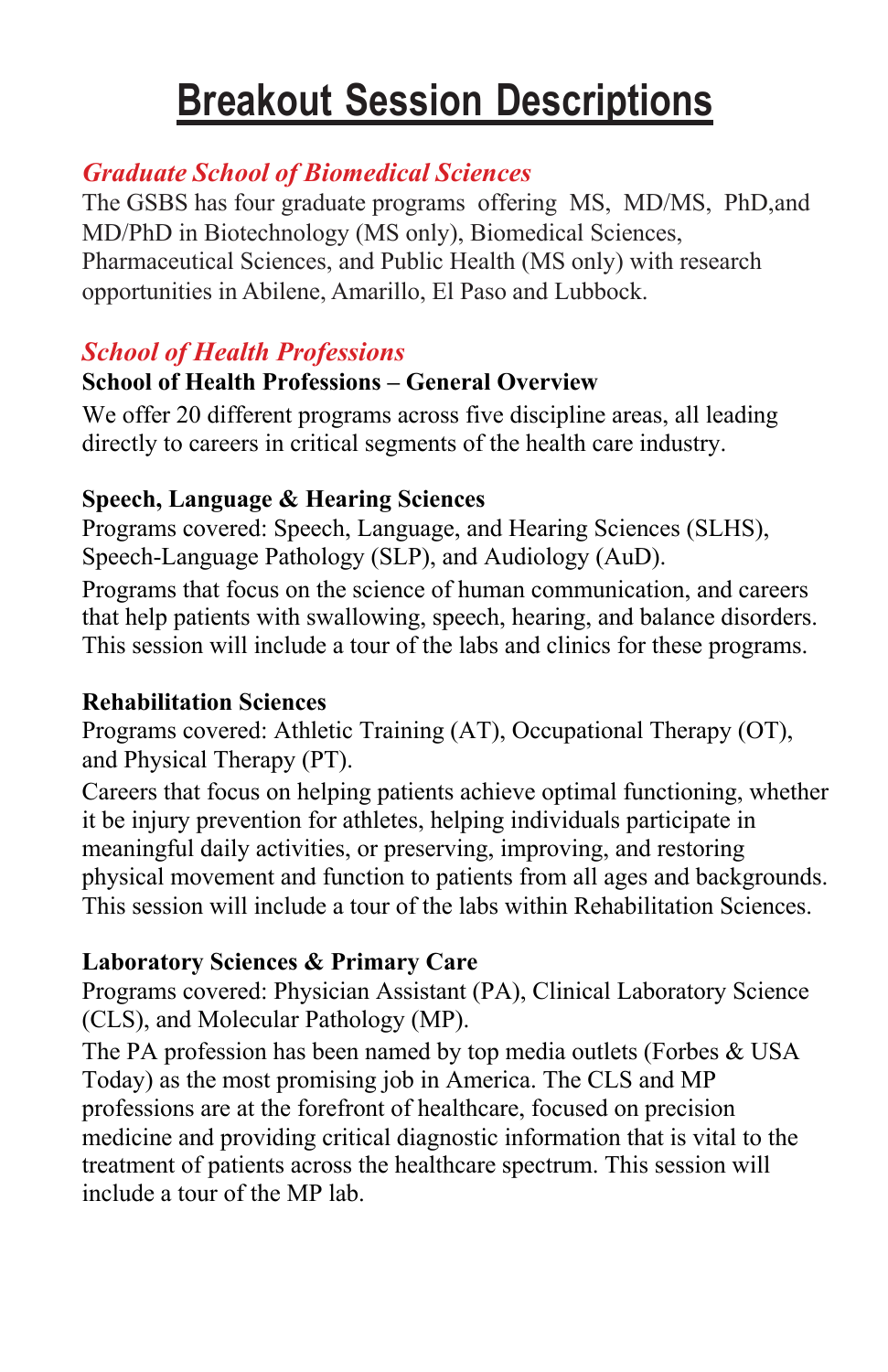# Breakout Session Descriptions

## *Graduate School of Biomedical Sciences*

The GSBS has four graduate programs offering MS, MD/MS, PhD,and MD/PhD in Biotechnology (MS only), Biomedical Sciences, Pharmaceutical Sciences, and Public Health (MS only) with research opportunities in Abilene, Amarillo, El Paso and Lubbock.

## *School of Health Professions*

### School of Health Professions – General Overview

We offer 20 different programs across five discipline areas, all leading directly to careers in critical segments of the health care industry.

### Speech, Language & Hearing Sciences

Programs covered: Speech, Language, and Hearing Sciences (SLHS), Speech-Language Pathology (SLP), and Audiology (AuD).

Programs that focus on the science of human communication, and careers that help patients with swallowing, speech, hearing, and balance disorders. This session will include a tour of the labs and clinics for these programs.

### Rehabilitation Sciences

Programs covered: Athletic Training (AT), Occupational Therapy (OT), and Physical Therapy (PT).

Careers that focus on helping patients achieve optimal functioning, whether it be injury prevention for athletes, helping individuals participate in meaningful daily activities, or preserving, improving, and restoring physical movement and function to patients from all ages and backgrounds. This session will include a tour of the labs within Rehabilitation Sciences.

### Laboratory Sciences & Primary Care

Programs covered: Physician Assistant (PA), Clinical Laboratory Science (CLS), and Molecular Pathology (MP).

The PA profession has been named by top media outlets (Forbes & USA Today) as the most promising job in America. The CLS and MP professions are at the forefront of healthcare, focused on precision medicine and providing critical diagnostic information that is vital to the treatment of patients across the healthcare spectrum. This session will include a tour of the MP lab.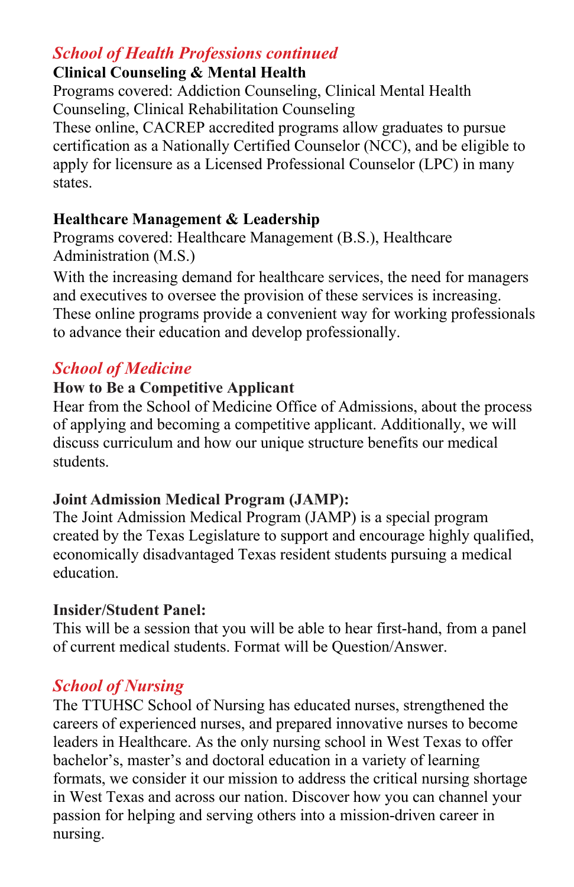## *School of Health Professions continued*

### Clinical Counseling & Mental Health

Programs covered: Addiction Counseling, Clinical Mental Health Counseling, Clinical Rehabilitation Counseling

These online, CACREP accredited programs allow graduates to pursue certification as a Nationally Certified Counselor (NCC), and be eligible to apply for licensure as a Licensed Professional Counselor (LPC) in many states.

### Healthcare Management & Leadership

Programs covered: Healthcare Management (B.S.), Healthcare Administration (M.S.)

With the increasing demand for healthcare services, the need for managers and executives to oversee the provision of these services is increasing. These online programs provide a convenient way for working professionals to advance their education and develop professionally.

## *School of Medicine*

### How to Be a Competitive Applicant

Hear from the School of Medicine Office of Admissions, about the process of applying and becoming a competitive applicant. Additionally, we will discuss curriculum and how our unique structure benefits our medical students.

### Joint Admission Medical Program (JAMP):

The Joint Admission Medical Program (JAMP) is a special program created by the Texas Legislature to support and encourage highly qualified, economically disadvantaged Texas resident students pursuing a medical education.

### Insider/Student Panel:

This will be a session that you will be able to hear first-hand, from a panel of current medical students. Format will be Question/Answer.

## *School of Nursing*

The TTUHSC School of Nursing has educated nurses, strengthened the careers of experienced nurses, and prepared innovative nurses to become leaders in Healthcare. As the only nursing school in West Texas to offer bachelor's, master's and doctoral education in a variety of learning formats, we consider it our mission to address the critical nursing shortage in West Texas and across our nation. Discover how you can channel your passion for helping and serving others into a mission-driven career in nursing.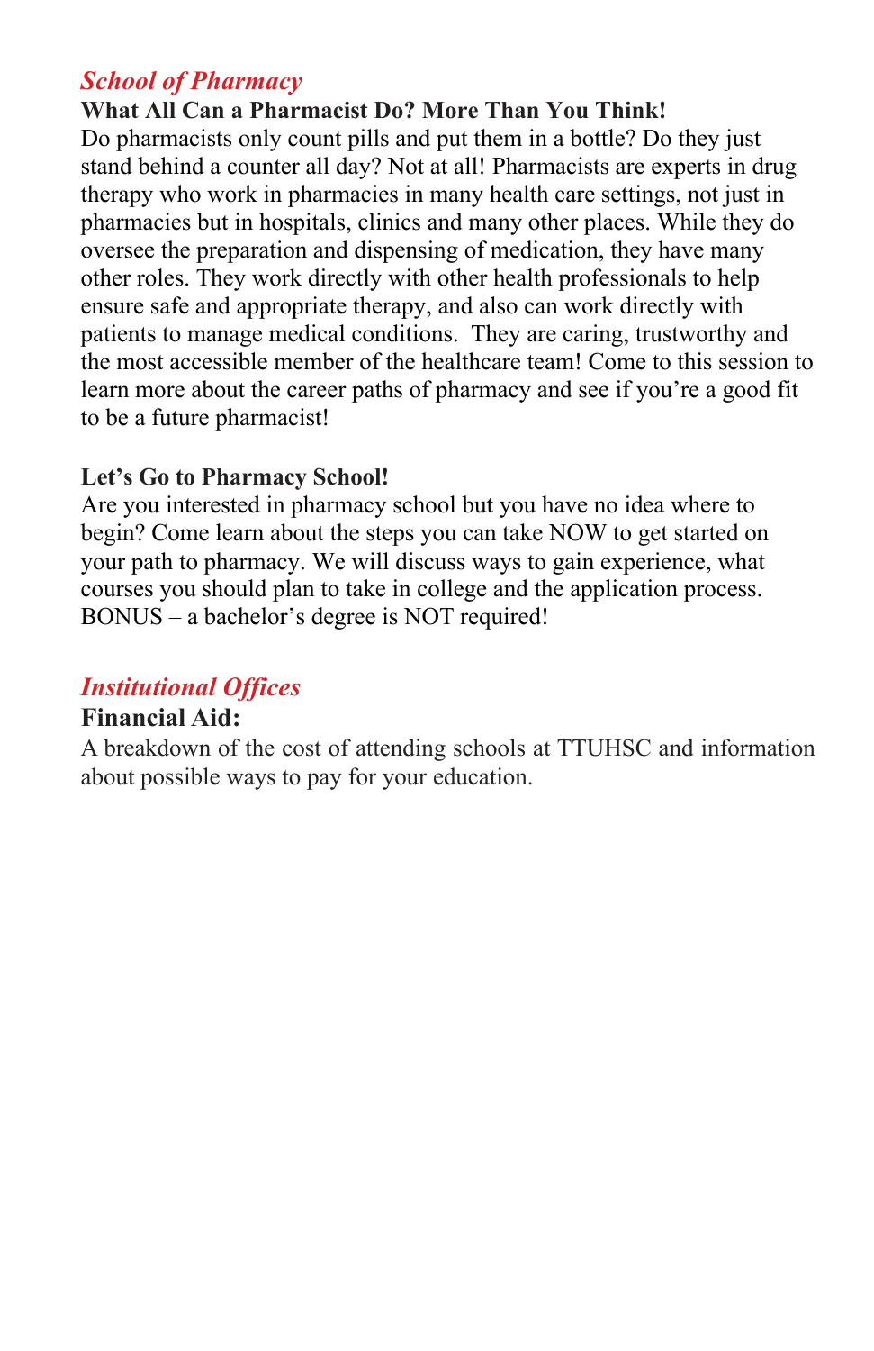## *School of Pharmacy*

**What All Can a Pharmacist Do? More Than You Think!**

Do pharmacists only count pills and put them in a bottle? Do they just stand behind a counter all day? Not at all! Pharmacists are experts in drug therapy who work in pharmacies in many health care settings, not just in pharmacies but in hospitals, clinics and many other places. While they do oversee the preparation and dispensing of medication, they have many other roles. They work directly with other health professionals to help ensure safe and appropriate therapy, and also can work directly with patients to manage medical conditions. They are caring, trustworthy and the most accessible member of the healthcare team! Come to this session to learn more about the career paths of pharmacy and see if you're a good fit to be a future pharmacist!

**Let's Go to Pharmacy School!**

Are you interested in pharmacy school but you have no idea where to begin? Come learn about the steps you can take NOW to get started on your path to pharmacy. We will discuss ways to gain experience, what courses you should plan to take in college and the application process. BONUS – a bachelor's degree is NOT required!

## *Institutional Offices*

**Financial Aid:**

A breakdown of the cost of attending schools at TTUHSC and information about possible ways to pay for your education.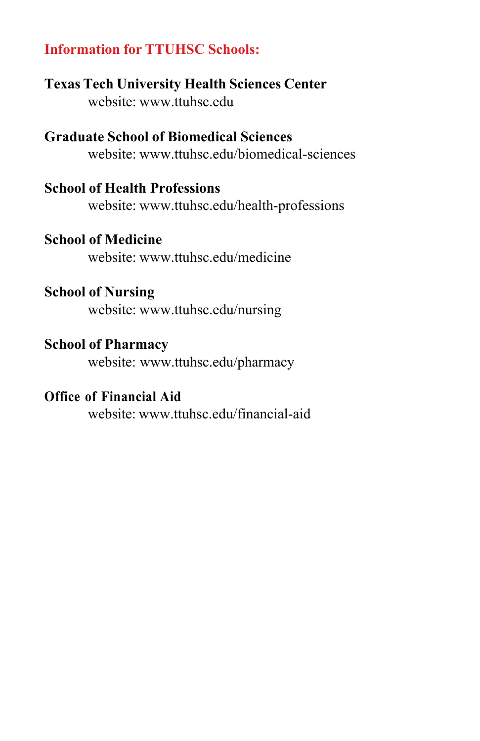## Information for TTUHSC Schools:

**Texas Tech University Health Sciences Center**
website: www.ttuhsc.edu

**Graduate School of Biomedical Sciences**
website: www.ttuhsc.edu/biomedical-sciences

**School of Health Professions**
website: www.ttuhsc.edu/health-professions

**School of Medicine**
website: www.ttuhsc.edu/medicine

**School of Nursing**
website: www.ttuhsc.edu/nursing

**School of Pharmacy**
website: www.ttuhsc.edu/pharmacy

**Office of Financial Aid**
website: www.ttuhsc.edu/financial-aid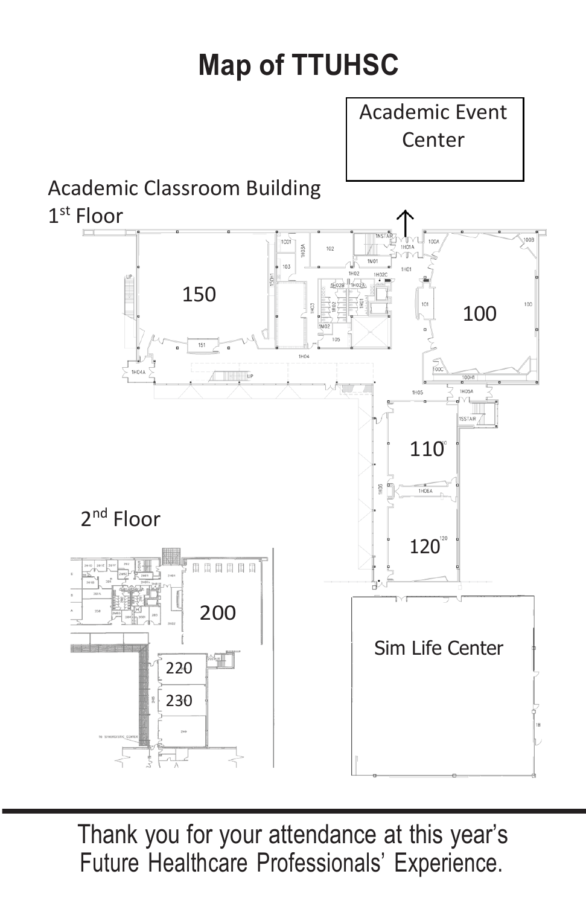# Map of TTUHSC

Academic Event Center

Academic Classroom Building
1st Floor

150

100

110

120

2nd Floor

200

220

230

Sim Life Center

Thank you for your attendance at this year's Future Healthcare Professionals' Experience.